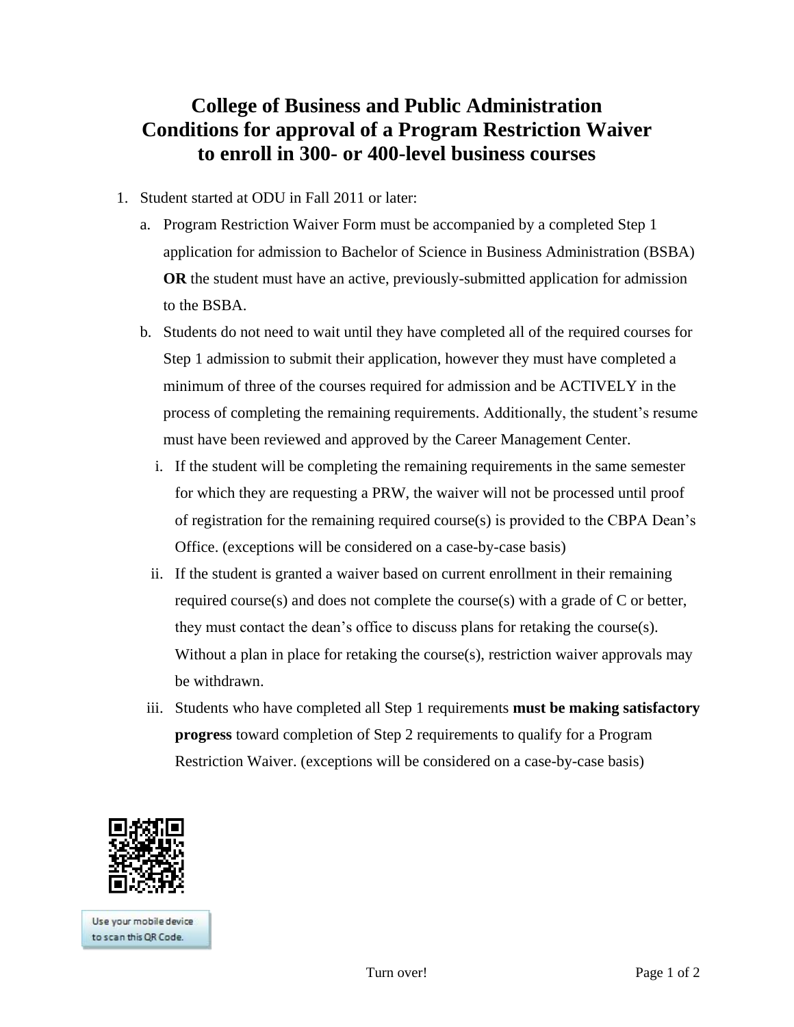# College of Business and Public Administration
# Conditions for approval of a Program Restriction Waiver
# to enroll in 300- or 400-level business courses

1. Student started at ODU in Fall 2011 or later:
   a. Program Restriction Waiver Form must be accompanied by a completed Step 1 application for admission to Bachelor of Science in Business Administration (BSBA) **OR** the student must have an active, previously-submitted application for admission to the BSBA.
   b. Students do not need to wait until they have completed all of the required courses for Step 1 admission to submit their application, however they must have completed a minimum of three of the courses required for admission and be ACTIVELY in the process of completing the remaining requirements. Additionally, the student's resume must have been reviewed and approved by the Career Management Center.
      i. If the student will be completing the remaining requirements in the same semester for which they are requesting a PRW, the waiver will not be processed until proof of registration for the remaining required course(s) is provided to the CBPA Dean's Office. (exceptions will be considered on a case-by-case basis)
      ii. If the student is granted a waiver based on current enrollment in their remaining required course(s) and does not complete the course(s) with a grade of C or better, they must contact the dean's office to discuss plans for retaking the course(s). Without a plan in place for retaking the course(s), restriction waiver approvals may be withdrawn.
      iii. Students who have completed all Step 1 requirements **must be making satisfactory progress** toward completion of Step 2 requirements to qualify for a Program Restriction Waiver. (exceptions will be considered on a case-by-case basis)

Use your mobile device to scan this QR Code.

Turn over!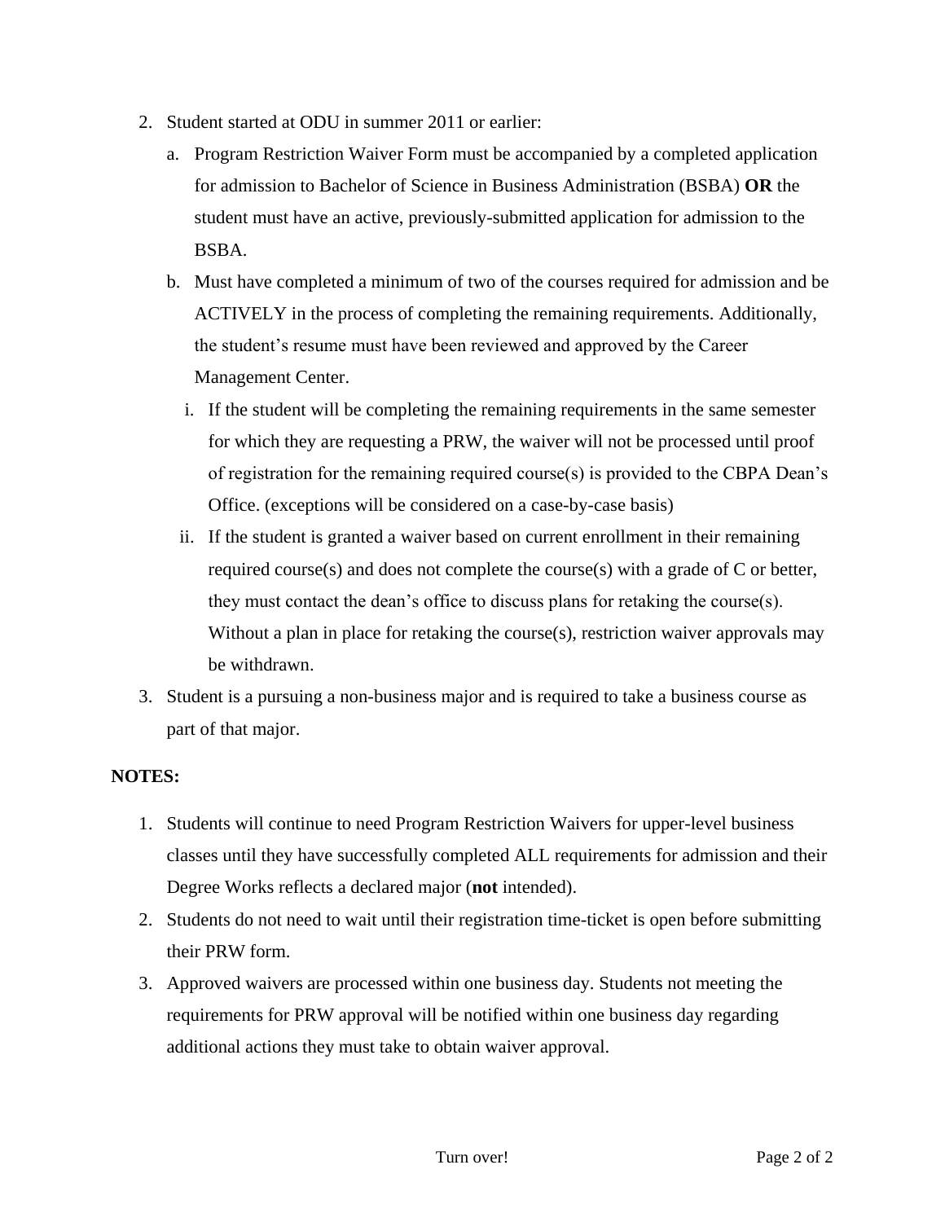2. Student started at ODU in summer 2011 or earlier:
   a. Program Restriction Waiver Form must be accompanied by a completed application for admission to Bachelor of Science in Business Administration (BSBA) **OR** the student must have an active, previously-submitted application for admission to the BSBA.
   b. Must have completed a minimum of two of the courses required for admission and be ACTIVELY in the process of completing the remaining requirements. Additionally, the student's resume must have been reviewed and approved by the Career Management Center.
      i. If the student will be completing the remaining requirements in the same semester for which they are requesting a PRW, the waiver will not be processed until proof of registration for the remaining required course(s) is provided to the CBPA Dean's Office. (exceptions will be considered on a case-by-case basis)
      ii. If the student is granted a waiver based on current enrollment in their remaining required course(s) and does not complete the course(s) with a grade of C or better, they must contact the dean's office to discuss plans for retaking the course(s). Without a plan in place for retaking the course(s), restriction waiver approvals may be withdrawn.
3. Student is a pursuing a non-business major and is required to take a business course as part of that major.

**NOTES:**

1. Students will continue to need Program Restriction Waivers for upper-level business classes until they have successfully completed ALL requirements for admission and their Degree Works reflects a declared major (**not** intended).
2. Students do not need to wait until their registration time-ticket is open before submitting their PRW form.
3. Approved waivers are processed within one business day. Students not meeting the requirements for PRW approval will be notified within one business day regarding additional actions they must take to obtain waiver approval.

Turn over!